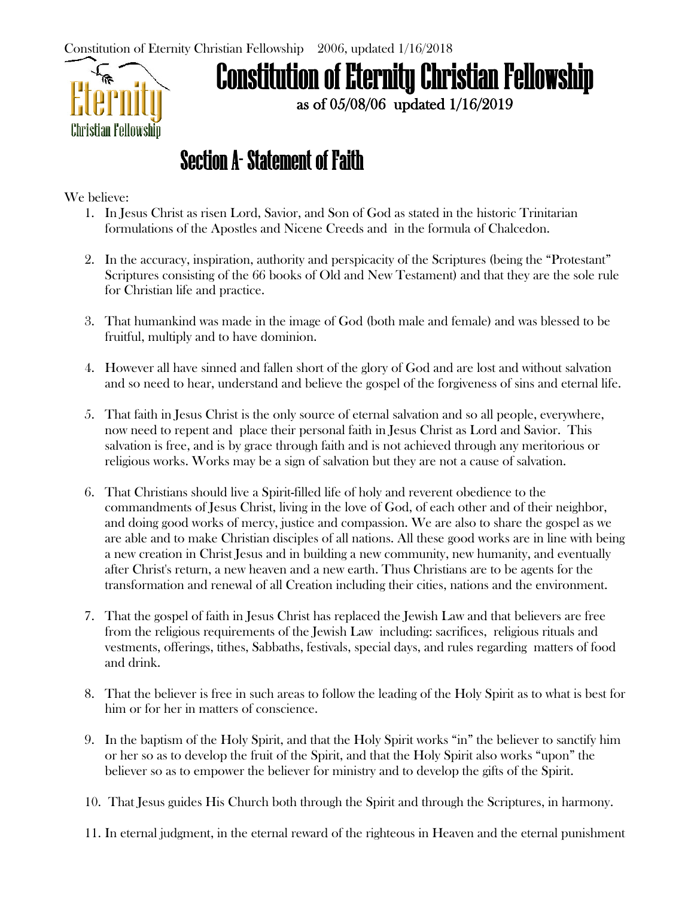# Constitution of Eternity Christian Fellowship

**as of 05/08/06 updated 1/16/2019**

## Section A- Statement of Faith

We believe:

1. In Jesus Christ as risen Lord, Savior, and Son of God as stated in the historic Trinitarian formulations of the Apostles and Nicene Creeds and in the formula of Chalcedon.

2. In the accuracy, inspiration, authority and perspicacity of the Scriptures (being the "Protestant" Scriptures consisting of the 66 books of Old and New Testament) and that they are the sole rule for Christian life and practice.

3. That humankind was made in the image of God (both male and female) and was blessed to be fruitful, multiply and to have dominion.

4. However all have sinned and fallen short of the glory of God and are lost and without salvation and so need to hear, understand and believe the gospel of the forgiveness of sins and eternal life.

5. That faith in Jesus Christ is the only source of eternal salvation and so all people, everywhere, now need to repent and place their personal faith in Jesus Christ as Lord and Savior. This salvation is free, and is by grace through faith and is not achieved through any meritorious or religious works. Works may be a sign of salvation but they are not a cause of salvation.

6. That Christians should live a Spirit-filled life of holy and reverent obedience to the commandments of Jesus Christ, living in the love of God, of each other and of their neighbor, and doing good works of mercy, justice and compassion. We are also to share the gospel as we are able and to make Christian disciples of all nations. All these good works are in line with being a new creation in Christ Jesus and in building a new community, new humanity, and eventually after Christ's return, a new heaven and a new earth. Thus Christians are to be agents for the transformation and renewal of all Creation including their cities, nations and the environment.

7. That the gospel of faith in Jesus Christ has replaced the Jewish Law and that believers are free from the religious requirements of the Jewish Law including: sacrifices, religious rituals and vestments, offerings, tithes, Sabbaths, festivals, special days, and rules regarding matters of food and drink.

8. That the believer is free in such areas to follow the leading of the Holy Spirit as to what is best for him or for her in matters of conscience.

9. In the baptism of the Holy Spirit, and that the Holy Spirit works "in" the believer to sanctify him or her so as to develop the fruit of the Spirit, and that the Holy Spirit also works "upon" the believer so as to empower the believer for ministry and to develop the gifts of the Spirit.

10. That Jesus guides His Church both through the Spirit and through the Scriptures, in harmony.

11. In eternal judgment, in the eternal reward of the righteous in Heaven and the eternal punishment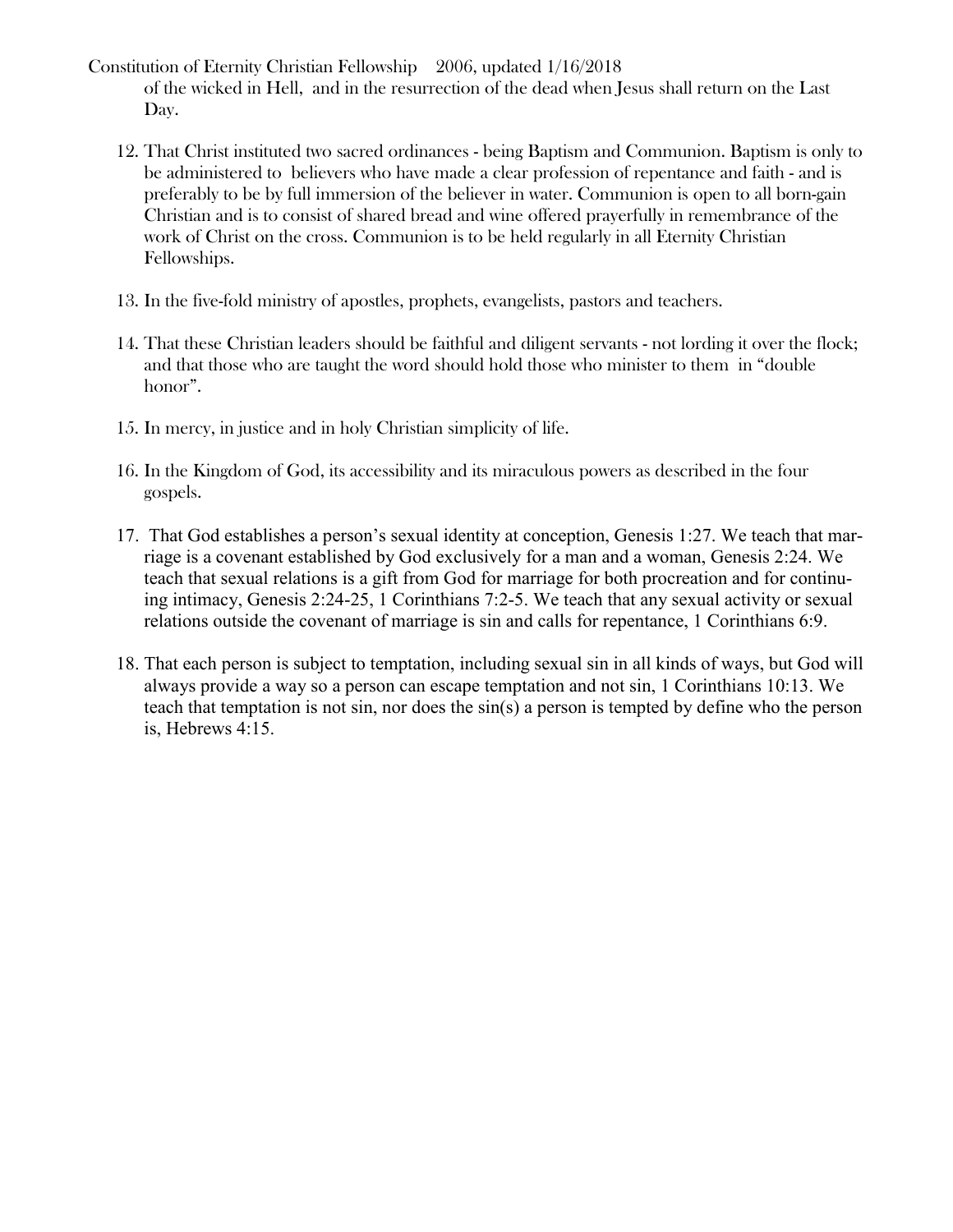of the wicked in Hell, and in the resurrection of the dead when Jesus shall return on the Last Day.

12. That Christ instituted two sacred ordinances - being Baptism and Communion. Baptism is only to be administered to believers who have made a clear profession of repentance and faith - and is preferably to be by full immersion of the believer in water. Communion is open to all born-gain Christian and is to consist of shared bread and wine offered prayerfully in remembrance of the work of Christ on the cross. Communion is to be held regularly in all Eternity Christian Fellowships.

13. In the five-fold ministry of apostles, prophets, evangelists, pastors and teachers.

14. That these Christian leaders should be faithful and diligent servants - not lording it over the flock; and that those who are taught the word should hold those who minister to them in "double honor".

15. In mercy, in justice and in holy Christian simplicity of life.

16. In the Kingdom of God, its accessibility and its miraculous powers as described in the four gospels.

17. That God establishes a person's sexual identity at conception, Genesis 1:27. We teach that marriage is a covenant established by God exclusively for a man and a woman, Genesis 2:24. We teach that sexual relations is a gift from God for marriage for both procreation and for continuing intimacy, Genesis 2:24-25, 1 Corinthians 7:2-5. We teach that any sexual activity or sexual relations outside the covenant of marriage is sin and calls for repentance, 1 Corinthians 6:9.

18. That each person is subject to temptation, including sexual sin in all kinds of ways, but God will always provide a way so a person can escape temptation and not sin, 1 Corinthians 10:13. We teach that temptation is not sin, nor does the sin(s) a person is tempted by define who the person is, Hebrews 4:15.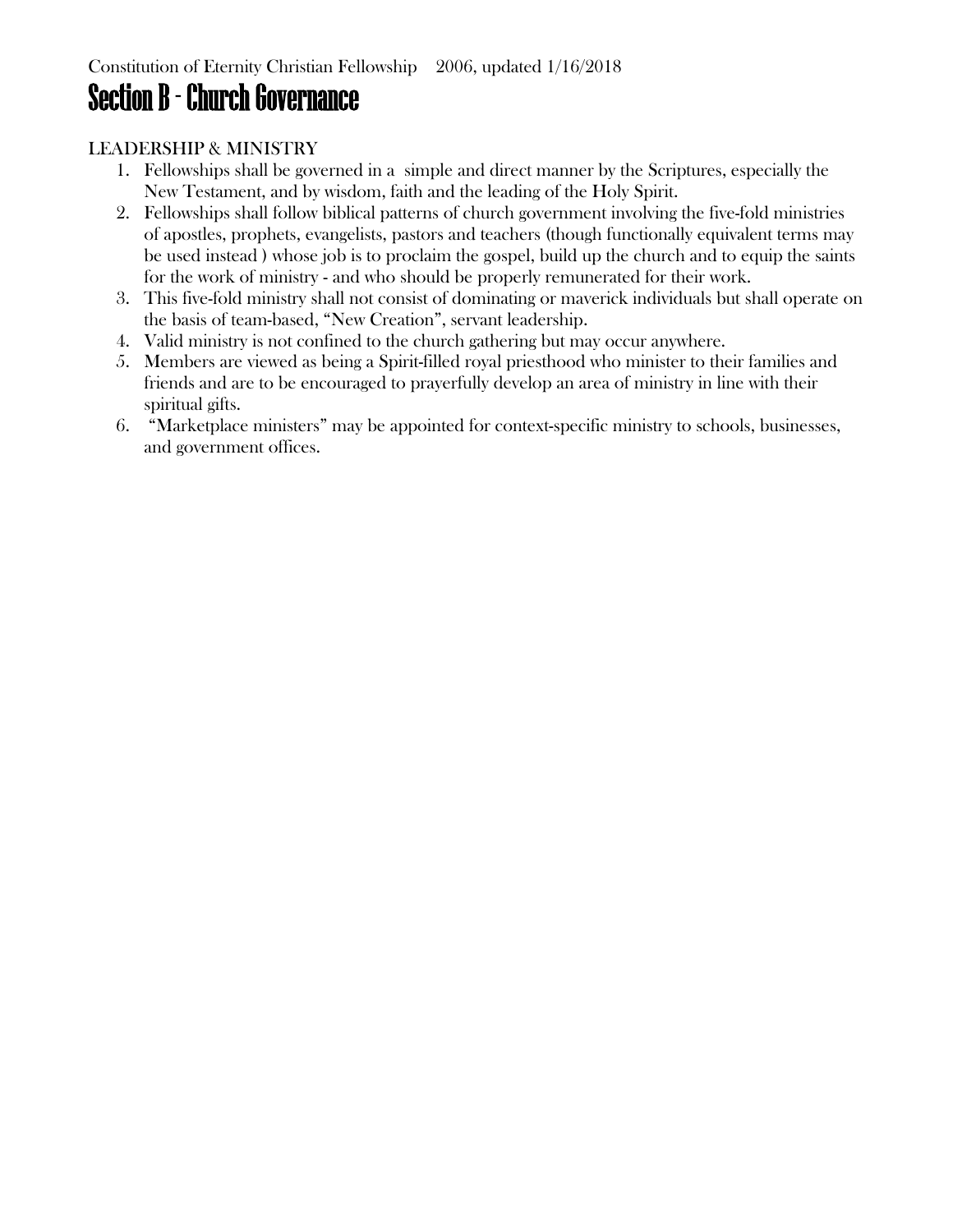## Section B - Church Governance

LEADERSHIP & MINISTRY

1. Fellowships shall be governed in a  simple and direct manner by the Scriptures, especially the New Testament, and by wisdom, faith and the leading of the Holy Spirit.
2. Fellowships shall follow biblical patterns of church government involving the five-fold ministries of apostles, prophets, evangelists, pastors and teachers (though functionally equivalent terms may be used instead ) whose job is to proclaim the gospel, build up the church and to equip the saints for the work of ministry - and who should be properly remunerated for their work.
3. This five-fold ministry shall not consist of dominating or maverick individuals but shall operate on the basis of team-based, "New Creation", servant leadership.
4. Valid ministry is not confined to the church gathering but may occur anywhere.
5. Members are viewed as being a Spirit-filled royal priesthood who minister to their families and friends and are to be encouraged to prayerfully develop an area of ministry in line with their spiritual gifts.
6. "Marketplace ministers" may be appointed for context-specific ministry to schools, businesses, and government offices.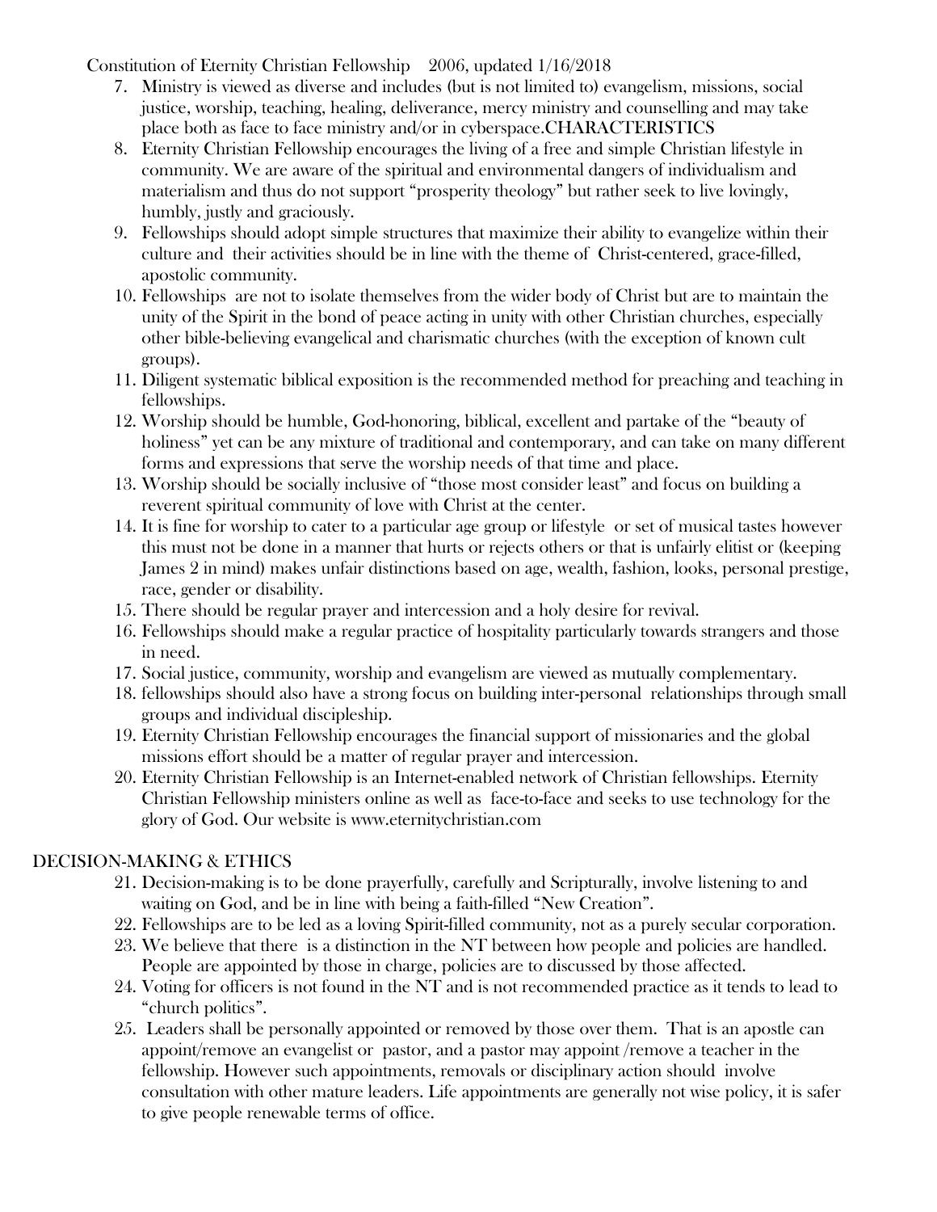7. Ministry is viewed as diverse and includes (but is not limited to) evangelism, missions, social justice, worship, teaching, healing, deliverance, mercy ministry and counselling and may take place both as face to face ministry and/or in cyberspace.CHARACTERISTICS
8. Eternity Christian Fellowship encourages the living of a free and simple Christian lifestyle in community. We are aware of the spiritual and environmental dangers of individualism and materialism and thus do not support "prosperity theology" but rather seek to live lovingly, humbly, justly and graciously.
9. Fellowships should adopt simple structures that maximize their ability to evangelize within their culture and their activities should be in line with the theme of Christ-centered, grace-filled, apostolic community.
10. Fellowships are not to isolate themselves from the wider body of Christ but are to maintain the unity of the Spirit in the bond of peace acting in unity with other Christian churches, especially other bible-believing evangelical and charismatic churches (with the exception of known cult groups).
11. Diligent systematic biblical exposition is the recommended method for preaching and teaching in fellowships.
12. Worship should be humble, God-honoring, biblical, excellent and partake of the "beauty of holiness" yet can be any mixture of traditional and contemporary, and can take on many different forms and expressions that serve the worship needs of that time and place.
13. Worship should be socially inclusive of "those most consider least" and focus on building a reverent spiritual community of love with Christ at the center.
14. It is fine for worship to cater to a particular age group or lifestyle or set of musical tastes however this must not be done in a manner that hurts or rejects others or that is unfairly elitist or (keeping James 2 in mind) makes unfair distinctions based on age, wealth, fashion, looks, personal prestige, race, gender or disability.
15. There should be regular prayer and intercession and a holy desire for revival.
16. Fellowships should make a regular practice of hospitality particularly towards strangers and those in need.
17. Social justice, community, worship and evangelism are viewed as mutually complementary.
18. fellowships should also have a strong focus on building inter-personal relationships through small groups and individual discipleship.
19. Eternity Christian Fellowship encourages the financial support of missionaries and the global missions effort should be a matter of regular prayer and intercession.
20. Eternity Christian Fellowship is an Internet-enabled network of Christian fellowships. Eternity Christian Fellowship ministers online as well as face-to-face and seeks to use technology for the glory of God. Our website is www.eternitychristian.com

## DECISION-MAKING & ETHICS

21. Decision-making is to be done prayerfully, carefully and Scripturally, involve listening to and waiting on God, and be in line with being a faith-filled "New Creation".
22. Fellowships are to be led as a loving Spirit-filled community, not as a purely secular corporation.
23. We believe that there is a distinction in the NT between how people and policies are handled. People are appointed by those in charge, policies are to discussed by those affected.
24. Voting for officers is not found in the NT and is not recommended practice as it tends to lead to "church politics".
25. Leaders shall be personally appointed or removed by those over them. That is an apostle can appoint/remove an evangelist or pastor, and a pastor may appoint /remove a teacher in the fellowship. However such appointments, removals or disciplinary action should involve consultation with other mature leaders. Life appointments are generally not wise policy, it is safer to give people renewable terms of office.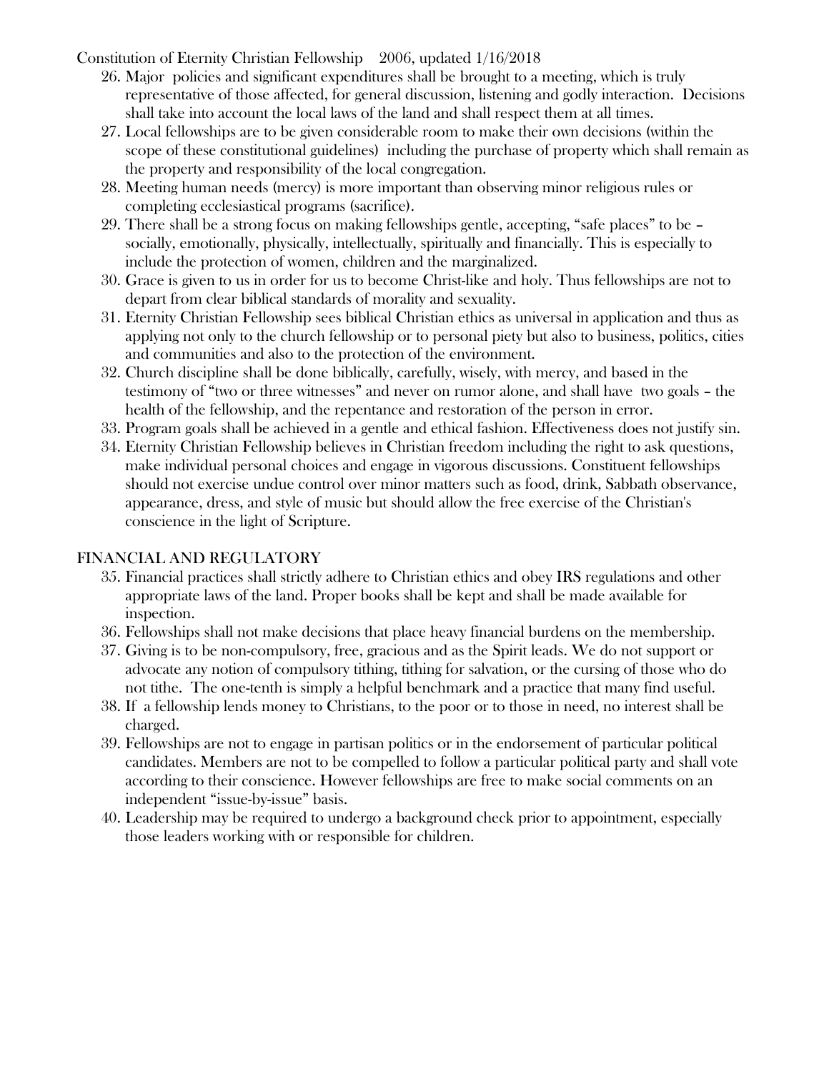26. Major policies and significant expenditures shall be brought to a meeting, which is truly representative of those affected, for general discussion, listening and godly interaction. Decisions shall take into account the local laws of the land and shall respect them at all times.
27. Local fellowships are to be given considerable room to make their own decisions (within the scope of these constitutional guidelines) including the purchase of property which shall remain as the property and responsibility of the local congregation.
28. Meeting human needs (mercy) is more important than observing minor religious rules or completing ecclesiastical programs (sacrifice).
29. There shall be a strong focus on making fellowships gentle, accepting, "safe places" to be – socially, emotionally, physically, intellectually, spiritually and financially. This is especially to include the protection of women, children and the marginalized.
30. Grace is given to us in order for us to become Christ-like and holy. Thus fellowships are not to depart from clear biblical standards of morality and sexuality.
31. Eternity Christian Fellowship sees biblical Christian ethics as universal in application and thus as applying not only to the church fellowship or to personal piety but also to business, politics, cities and communities and also to the protection of the environment.
32. Church discipline shall be done biblically, carefully, wisely, with mercy, and based in the testimony of "two or three witnesses" and never on rumor alone, and shall have two goals – the health of the fellowship, and the repentance and restoration of the person in error.
33. Program goals shall be achieved in a gentle and ethical fashion. Effectiveness does not justify sin.
34. Eternity Christian Fellowship believes in Christian freedom including the right to ask questions, make individual personal choices and engage in vigorous discussions. Constituent fellowships should not exercise undue control over minor matters such as food, drink, Sabbath observance, appearance, dress, and style of music but should allow the free exercise of the Christian's conscience in the light of Scripture.

## FINANCIAL AND REGULATORY

35. Financial practices shall strictly adhere to Christian ethics and obey IRS regulations and other appropriate laws of the land. Proper books shall be kept and shall be made available for inspection.
36. Fellowships shall not make decisions that place heavy financial burdens on the membership.
37. Giving is to be non-compulsory, free, gracious and as the Spirit leads. We do not support or advocate any notion of compulsory tithing, tithing for salvation, or the cursing of those who do not tithe. The one-tenth is simply a helpful benchmark and a practice that many find useful.
38. If a fellowship lends money to Christians, to the poor or to those in need, no interest shall be charged.
39. Fellowships are not to engage in partisan politics or in the endorsement of particular political candidates. Members are not to be compelled to follow a particular political party and shall vote according to their conscience. However fellowships are free to make social comments on an independent "issue-by-issue" basis.
40. Leadership may be required to undergo a background check prior to appointment, especially those leaders working with or responsible for children.